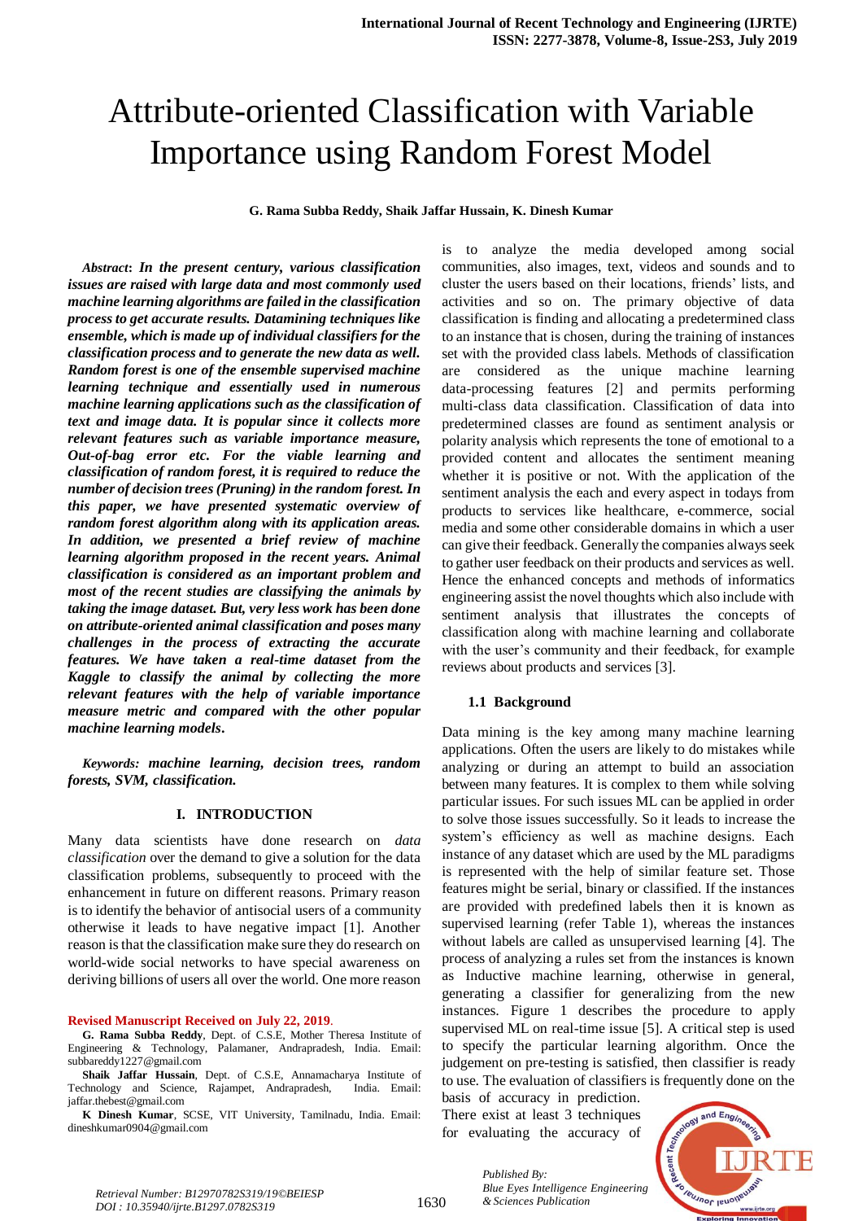# Attribute-oriented Classification with Variable Importance using Random Forest Model

**G. Rama Subba Reddy, Shaik Jaffar Hussain, K. Dinesh Kumar**

***Abstract**: In the present century, various classification issues are raised with large data and most commonly used machine learning algorithms are failed in the classification process to get accurate results. Datamining techniques like ensemble, which is made up of individual classifiers for the classification process and to generate the new data as well. Random forest is one of the ensemble supervised machine learning technique and essentially used in numerous machine learning applications such as the classification of text and image data. It is popular since it collects more relevant features such as variable importance measure, Out-of-bag error etc. For the viable learning and classification of random forest, it is required to reduce the number of decision trees (Pruning) in the random forest. In this paper, we have presented systematic overview of random forest algorithm along with its application areas. In addition, we presented a brief review of machine learning algorithm proposed in the recent years. Animal classification is considered as an important problem and most of the recent studies are classifying the animals by taking the image dataset. But, very less work has been done on attribute-oriented animal classification and poses many challenges in the process of extracting the accurate features. We have taken a real-time dataset from the Kaggle to classify the animal by collecting the more relevant features with the help of variable importance measure metric and compared with the other popular machine learning models.*

***Keywords:** machine learning, decision trees, random forests, SVM, classification.*

## I. INTRODUCTION

Many data scientists have done research on *data classification* over the demand to give a solution for the data classification problems, subsequently to proceed with the enhancement in future on different reasons. Primary reason is to identify the behavior of antisocial users of a community otherwise it leads to have negative impact [1]. Another reason is that the classification make sure they do research on world-wide social networks to have special awareness on deriving billions of users all over the world. One more reason is to analyze the media developed among social communities, also images, text, videos and sounds and to cluster the users based on their locations, friends' lists, and activities and so on. The primary objective of data classification is finding and allocating a predetermined class to an instance that is chosen, during the training of instances set with the provided class labels. Methods of classification are considered as the unique machine learning data-processing features [2] and permits performing multi-class data classification. Classification of data into predetermined classes are found as sentiment analysis or polarity analysis which represents the tone of emotional to a provided content and allocates the sentiment meaning whether it is positive or not. With the application of the sentiment analysis the each and every aspect in todays from products to services like healthcare, e-commerce, social media and some other considerable domains in which a user can give their feedback. Generally the companies always seek to gather user feedback on their products and services as well. Hence the enhanced concepts and methods of informatics engineering assist the novel thoughts which also include with sentiment analysis that illustrates the concepts of classification along with machine learning and collaborate with the user's community and their feedback, for example reviews about products and services [3].

### 1.1 Background

Data mining is the key among many machine learning applications. Often the users are likely to do mistakes while analyzing or during an attempt to build an association between many features. It is complex to them while solving particular issues. For such issues ML can be applied in order to solve those issues successfully. So it leads to increase the system's efficiency as well as machine designs. Each instance of any dataset which are used by the ML paradigms is represented with the help of similar feature set. Those features might be serial, binary or classified. If the instances are provided with predefined labels then it is known as supervised learning (refer Table 1), whereas the instances without labels are called as unsupervised learning [4]. The process of analyzing a rules set from the instances is known as Inductive machine learning, otherwise in general, generating a classifier for generalizing from the new instances. Figure 1 describes the procedure to apply supervised ML on real-time issue [5]. A critical step is used to specify the particular learning algorithm. Once the judgement on pre-testing is satisfied, then classifier is ready to use. The evaluation of classifiers is frequently done on the basis of accuracy in prediction.

There exist at least 3 techniques for evaluating the accuracy of

---

**Revised Manuscript Received on July 22, 2019**.

**G. Rama Subba Reddy**, Dept. of C.S.E, Mother Theresa Institute of Engineering & Technology, Palamaner, Andrapradesh, India. Email: subbareddy1227@gmail.com

**Shaik Jaffar Hussain**, Dept. of C.S.E, Annamacharya Institute of Technology and Science, Rajampet, Andrapradesh, India. Email: jaffar.thebest@gmail.com

**K Dinesh Kumar**, SCSE, VIT University, Tamilnadu, India. Email: dineshkumar0904@gmail.com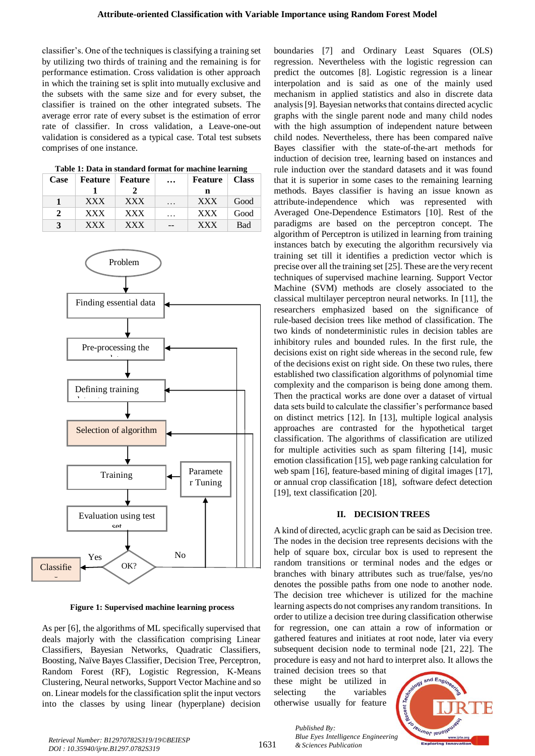classifier's. One of the techniques is classifying a training set by utilizing two thirds of training and the remaining is for performance estimation. Cross validation is other approach in which the training set is split into mutually exclusive and the subsets with the same size and for every subset, the classifier is trained on the other integrated subsets. The average error rate of every subset is the estimation of error rate of classifier. In cross validation, a Leave-one-out validation is considered as a typical case. Total test subsets comprises of one instance.

**Table 1: Data in standard format for machine learning**

| Case | Feature 1 | Feature 2 | … | Feature n | Class |
|---|---|---|---|---|---|
| **1** | XXX | XXX | … | XXX | Good |
| **2** | XXX | XXX | … | XXX | Good |
| **3** | XXX | XXX | -- | XXX | Bad |

Problem → Finding essential data → Pre-processing the data → Defining training data set → Selection of algorithm → Training (← Parameter Tuning) → Evaluation using test set → OK? (Yes → Classifier; No → Parameter Tuning / back to earlier steps)

**Figure 1: Supervised machine learning process**

As per [6], the algorithms of ML specifically supervised that deals majorly with the classification comprising Linear Classifiers, Bayesian Networks, Quadratic Classifiers, Boosting, Naïve Bayes Classifier, Decision Tree, Perceptron, Random Forest (RF), Logistic Regression, K-Means Clustering, Neural networks, Support Vector Machine and so on. Linear models for the classification split the input vectors into the classes by using linear (hyperplane) decision boundaries [7] and Ordinary Least Squares (OLS) regression. Nevertheless with the logistic regression can predict the outcomes [8]. Logistic regression is a linear interpolation and is said as one of the mainly used mechanism in applied statistics and also in discrete data analysis [9]. Bayesian networks that contains directed acyclic graphs with the single parent node and many child nodes with the high assumption of independent nature between child nodes. Nevertheless, there has been compared naïve Bayes classifier with the state-of-the-art methods for induction of decision tree, learning based on instances and rule induction over the standard datasets and it was found that it is superior in some cases to the remaining learning methods. Bayes classifier is having an issue known as attribute-independence which was represented with Averaged One-Dependence Estimators [10]. Rest of the paradigms are based on the perceptron concept. The algorithm of Perceptron is utilized in learning from training instances batch by executing the algorithm recursively via training set till it identifies a prediction vector which is precise over all the training set [25]. These are the very recent techniques of supervised machine learning. Support Vector Machine (SVM) methods are closely associated to the classical multilayer perceptron neural networks. In [11], the researchers emphasized based on the significance of rule-based decision trees like method of classification. The two kinds of nondeterministic rules in decision tables are inhibitory rules and bounded rules. In the first rule, the decisions exist on right side whereas in the second rule, few of the decisions exist on right side. On these two rules, there established two classification algorithms of polynomial time complexity and the comparison is being done among them. Then the practical works are done over a dataset of virtual data sets build to calculate the classifier's performance based on distinct metrics [12]. In [13], multiple logical analysis approaches are contrasted for the hypothetical target classification. The algorithms of classification are utilized for multiple activities such as spam filtering [14], music emotion classification [15], web page ranking calculation for web spam [16], feature-based mining of digital images [17], or annual crop classification [18], software defect detection [19], text classification [20].

## II. DECISION TREES

A kind of directed, acyclic graph can be said as Decision tree. The nodes in the decision tree represents decisions with the help of square box, circular box is used to represent the random transitions or terminal nodes and the edges or branches with binary attributes such as true/false, yes/no denotes the possible paths from one node to another node. The decision tree whichever is utilized for the machine learning aspects do not comprises any random transitions. In order to utilize a decision tree during classification otherwise for regression, one can attain a row of information or gathered features and initiates at root node, later via every subsequent decision node to terminal node [21, 22]. The procedure is easy and not hard to interpret also. It allows the trained decision trees so that these might be utilized in selecting the variables otherwise usually for feature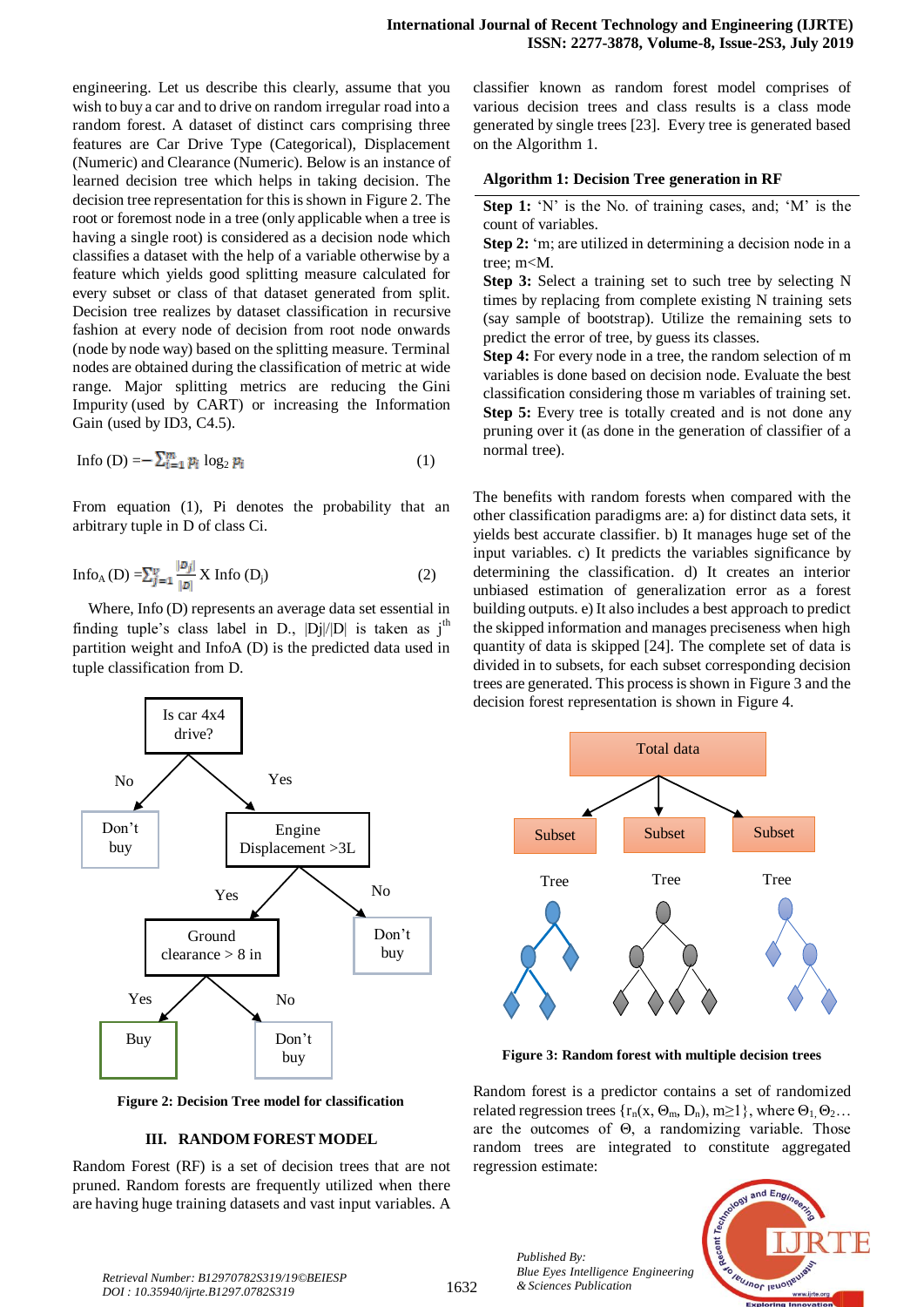engineering. Let us describe this clearly, assume that you wish to buy a car and to drive on random irregular road into a random forest. A dataset of distinct cars comprising three features are Car Drive Type (Categorical), Displacement (Numeric) and Clearance (Numeric). Below is an instance of learned decision tree which helps in taking decision. The decision tree representation for this is shown in Figure 2. The root or foremost node in a tree (only applicable when a tree is having a single root) is considered as a decision node which classifies a dataset with the help of a variable otherwise by a feature which yields good splitting measure calculated for every subset or class of that dataset generated from split. Decision tree realizes by dataset classification in recursive fashion at every node of decision from root node onwards (node by node way) based on the splitting measure. Terminal nodes are obtained during the classification of metric at wide range. Major splitting metrics are reducing the Gini Impurity (used by CART) or increasing the Information Gain (used by ID3, C4.5).

$$\text{Info}(D) = -\sum_{i=1}^{m} p_i \log_2 p_i \quad (1)$$

From equation (1), Pi denotes the probability that an arbitrary tuple in D of class Ci.

$$\text{Info}_A(D) = \sum_{j=1}^{v} \frac{|D_j|}{|D|} \times \text{Info}(D_j) \quad (2)$$

Where, Info (D) represents an average data set essential in finding tuple's class label in D., |Dj|/|D| is taken as $j^{th}$ partition weight and InfoA (D) is the predicted data used in tuple classification from D.

Figure 2: Decision Tree model for classification

## III. RANDOM FOREST MODEL

Random Forest (RF) is a set of decision trees that are not pruned. Random forests are frequently utilized when there are having huge training datasets and vast input variables. A classifier known as random forest model comprises of various decision trees and class results is a class mode generated by single trees [23]. Every tree is generated based on the Algorithm 1.

**Algorithm 1: Decision Tree generation in RF**

**Step 1:** 'N' is the No. of training cases, and; 'M' is the count of variables.

**Step 2:** 'm; are utilized in determining a decision node in a tree; m<M.

**Step 3:** Select a training set to such tree by selecting N times by replacing from complete existing N training sets (say sample of bootstrap). Utilize the remaining sets to predict the error of tree, by guess its classes.

**Step 4:** For every node in a tree, the random selection of m variables is done based on decision node. Evaluate the best classification considering those m variables of training set.

**Step 5:** Every tree is totally created and is not done any pruning over it (as done in the generation of classifier of a normal tree).

The benefits with random forests when compared with the other classification paradigms are: a) for distinct data sets, it yields best accurate classifier. b) It manages huge set of the input variables. c) It predicts the variables significance by determining the classification. d) It creates an interior unbiased estimation of generalization error as a forest building outputs. e) It also includes a best approach to predict the skipped information and manages preciseness when high quantity of data is skipped [24]. The complete set of data is divided in to subsets, for each subset corresponding decision trees are generated. This process is shown in Figure 3 and the decision forest representation is shown in Figure 4.

Figure 3: Random forest with multiple decision trees

Random forest is a predictor contains a set of randomized related regression trees $\{r_n(x, \Theta_m, D_n), m \geq 1\}$, where $\Theta_1, \Theta_2 \ldots$ are the outcomes of $\Theta$, a randomizing variable. Those random trees are integrated to constitute aggregated regression estimate: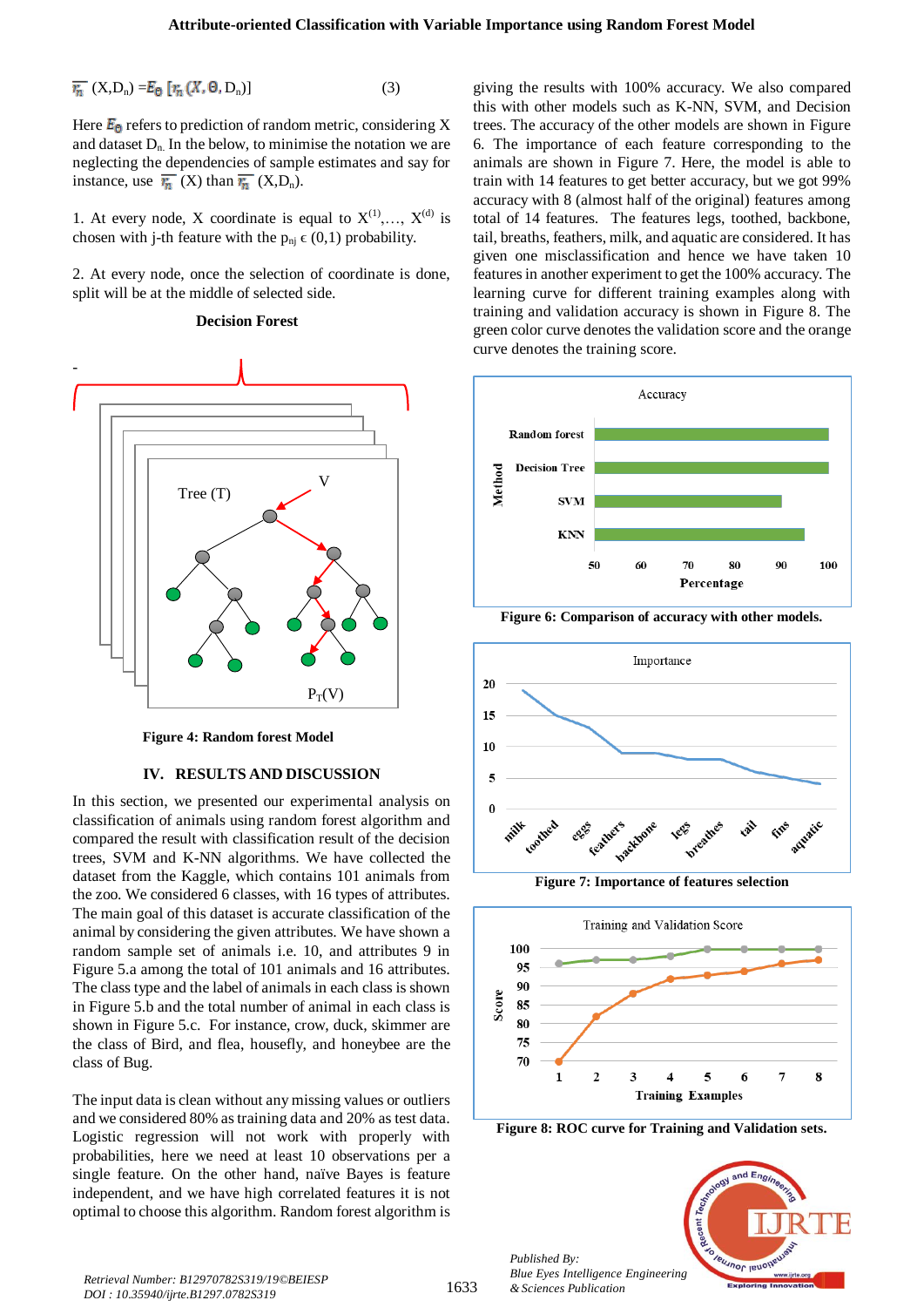$\overline{r_n}$ (X,$D_n$) =$E_\Theta$ [$r_n$($X, \Theta$, $D_n$)] (3)

Here $E_\Theta$ refers to prediction of random metric, considering X and dataset $D_n$. In the below, to minimise the notation we are neglecting the dependencies of sample estimates and say for instance, use $\overline{r_n}$ (X) than $\overline{r_n}$ (X,$D_n$).

1. At every node, X coordinate is equal to $X^{(1)}$,…, $X^{(d)}$ is chosen with j-th feature with the $p_{nj} \in (0,1)$ probability.

2. At every node, once the selection of coordinate is done, split will be at the middle of selected side.

**Decision Forest**

**Figure 4: Random forest Model**

## IV. RESULTS AND DISCUSSION

In this section, we presented our experimental analysis on classification of animals using random forest algorithm and compared the result with classification result of the decision trees, SVM and K-NN algorithms. We have collected the dataset from the Kaggle, which contains 101 animals from the zoo. We considered 6 classes, with 16 types of attributes. The main goal of this dataset is accurate classification of the animal by considering the given attributes. We have shown a random sample set of animals i.e. 10, and attributes 9 in Figure 5.a among the total of 101 animals and 16 attributes. The class type and the label of animals in each class is shown in Figure 5.b and the total number of animal in each class is shown in Figure 5.c. For instance, crow, duck, skimmer are the class of Bird, and flea, housefly, and honeybee are the class of Bug.

The input data is clean without any missing values or outliers and we considered 80% as training data and 20% as test data. Logistic regression will not work with properly with probabilities, here we need at least 10 observations per a single feature. On the other hand, naïve Bayes is feature independent, and we have high correlated features it is not optimal to choose this algorithm. Random forest algorithm is giving the results with 100% accuracy. We also compared this with other models such as K-NN, SVM, and Decision trees. The accuracy of the other models are shown in Figure 6. The importance of each feature corresponding to the animals are shown in Figure 7. Here, the model is able to train with 14 features to get better accuracy, but we got 99% accuracy with 8 (almost half of the original) features among total of 14 features. The features legs, toothed, backbone, tail, breaths, feathers, milk, and aquatic are considered. It has given one misclassification and hence we have taken 10 features in another experiment to get the 100% accuracy. The learning curve for different training examples along with training and validation accuracy is shown in Figure 8. The green color curve denotes the validation score and the orange curve denotes the training score.

**Figure 6: Comparison of accuracy with other models.**

**Figure 7: Importance of features selection**

**Figure 8: ROC curve for Training and Validation sets.**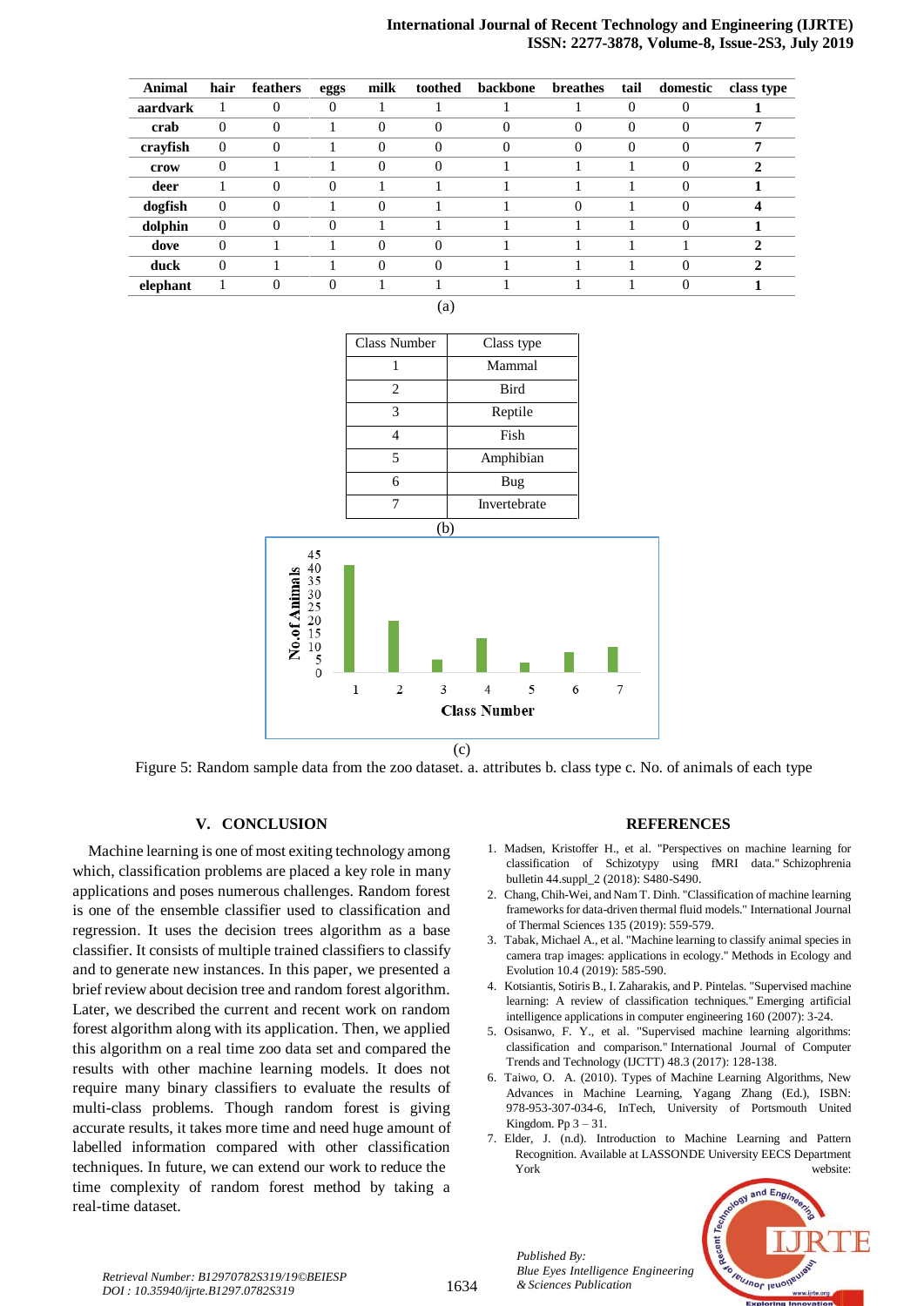| Animal | hair | feathers | eggs | milk | toothed | backbone | breathes | tail | domestic | class type |
|---|---|---|---|---|---|---|---|---|---|---|
| aardvark | 1 | 0 | 0 | 1 | 1 | 1 | 1 | 0 | 0 | **1** |
| crab | 0 | 0 | 1 | 0 | 0 | 0 | 0 | 0 | 0 | **7** |
| crayfish | 0 | 0 | 1 | 0 | 0 | 0 | 0 | 0 | 0 | **7** |
| crow | 0 | 1 | 1 | 0 | 0 | 1 | 1 | 1 | 0 | **2** |
| deer | 1 | 0 | 0 | 1 | 1 | 1 | 1 | 1 | 0 | **1** |
| dogfish | 0 | 0 | 1 | 0 | 1 | 1 | 0 | 1 | 0 | **4** |
| dolphin | 0 | 0 | 0 | 1 | 1 | 1 | 1 | 1 | 0 | **1** |
| dove | 0 | 1 | 1 | 0 | 0 | 1 | 1 | 1 | 1 | **2** |
| duck | 0 | 1 | 1 | 0 | 0 | 1 | 1 | 1 | 0 | **2** |
| elephant | 1 | 0 | 0 | 1 | 1 | 1 | 1 | 1 | 0 | **1** |

(a)

| Class Number | Class type |
|---|---|
| 1 | Mammal |
| 2 | Bird |
| 3 | Reptile |
| 4 | Fish |
| 5 | Amphibian |
| 6 | Bug |
| 7 | Invertebrate |

(b)

(c)

Figure 5: Random sample data from the zoo dataset. a. attributes b. class type c. No. of animals of each type

## V. CONCLUSION

Machine learning is one of most exiting technology among which, classification problems are placed a key role in many applications and poses numerous challenges. Random forest is one of the ensemble classifier used to classification and regression. It uses the decision trees algorithm as a base classifier. It consists of multiple trained classifiers to classify and to generate new instances. In this paper, we presented a brief review about decision tree and random forest algorithm. Later, we described the current and recent work on random forest algorithm along with its application. Then, we applied this algorithm on a real time zoo data set and compared the results with other machine learning models. It does not require many binary classifiers to evaluate the results of multi-class problems. Though random forest is giving accurate results, it takes more time and need huge amount of labelled information compared with other classification techniques. In future, we can extend our work to reduce the time complexity of random forest method by taking a real-time dataset.

## REFERENCES

1. Madsen, Kristoffer H., et al. "Perspectives on machine learning for classification of Schizotypy using fMRI data." Schizophrenia bulletin 44.suppl_2 (2018): S480-S490.
2. Chang, Chih-Wei, and Nam T. Dinh. "Classification of machine learning frameworks for data-driven thermal fluid models." International Journal of Thermal Sciences 135 (2019): 559-579.
3. Tabak, Michael A., et al. "Machine learning to classify animal species in camera trap images: applications in ecology." Methods in Ecology and Evolution 10.4 (2019): 585-590.
4. Kotsiantis, Sotiris B., I. Zaharakis, and P. Pintelas. "Supervised machine learning: A review of classification techniques." Emerging artificial intelligence applications in computer engineering 160 (2007): 3-24.
5. Osisanwo, F. Y., et al. "Supervised machine learning algorithms: classification and comparison." International Journal of Computer Trends and Technology (IJCTT) 48.3 (2017): 128-138.
6. Taiwo, O. A. (2010). Types of Machine Learning Algorithms, New Advances in Machine Learning, Yagang Zhang (Ed.), ISBN: 978-953-307-034-6, InTech, University of Portsmouth United Kingdom. Pp 3 – 31.
7. Elder, J. (n.d). Introduction to Machine Learning and Pattern Recognition. Available at LASSONDE University EECS Department York website: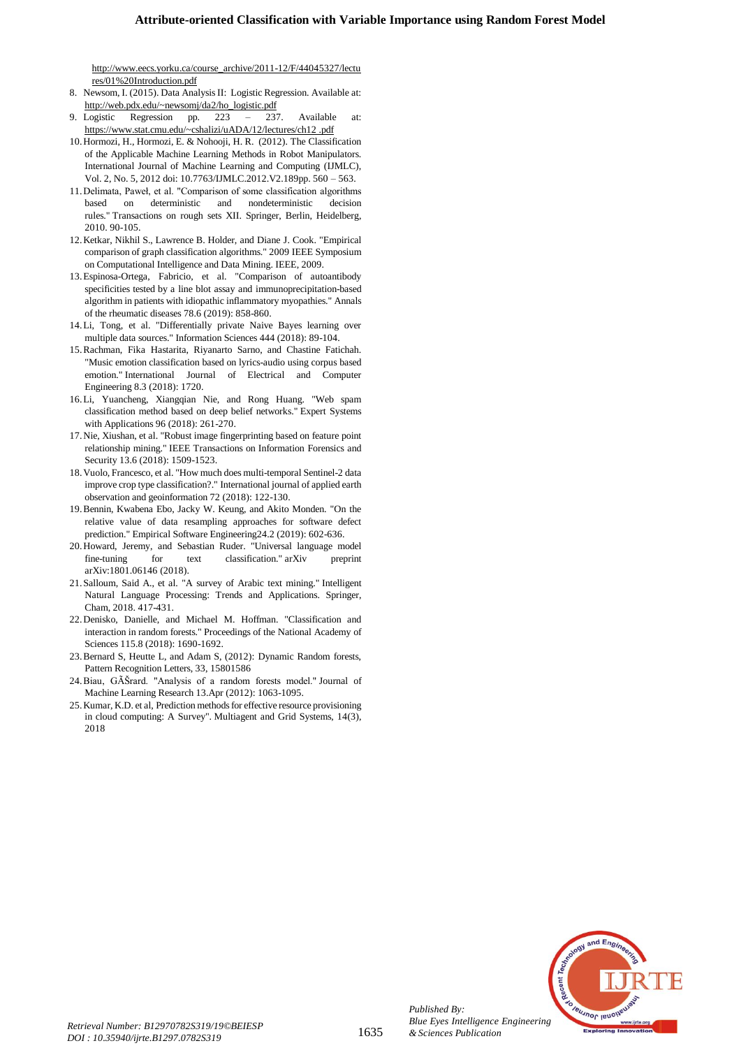http://www.eecs.yorku.ca/course_archive/2011-12/F/44045327/lectures/01%20Introduction.pdf

8. Newsom, I. (2015). Data Analysis II: Logistic Regression. Available at: http://web.pdx.edu/~newsomj/da2/ho_logistic.pdf
9. Logistic Regression pp. 223 – 237. Available at: https://www.stat.cmu.edu/~cshalizi/uADA/12/lectures/ch12 .pdf
10. Hormozi, H., Hormozi, E. & Nohooji, H. R. (2012). The Classification of the Applicable Machine Learning Methods in Robot Manipulators. International Journal of Machine Learning and Computing (IJMLC), Vol. 2, No. 5, 2012 doi: 10.7763/IJMLC.2012.V2.189pp. 560 – 563.
11. Delimata, Paweł, et al. "Comparison of some classification algorithms based on deterministic and nondeterministic decision rules." Transactions on rough sets XII. Springer, Berlin, Heidelberg, 2010. 90-105.
12. Ketkar, Nikhil S., Lawrence B. Holder, and Diane J. Cook. "Empirical comparison of graph classification algorithms." 2009 IEEE Symposium on Computational Intelligence and Data Mining. IEEE, 2009.
13. Espinosa-Ortega, Fabricio, et al. "Comparison of autoantibody specificities tested by a line blot assay and immunoprecipitation-based algorithm in patients with idiopathic inflammatory myopathies." Annals of the rheumatic diseases 78.6 (2019): 858-860.
14. Li, Tong, et al. "Differentially private Naive Bayes learning over multiple data sources." Information Sciences 444 (2018): 89-104.
15. Rachman, Fika Hastarita, Riyanarto Sarno, and Chastine Fatichah. "Music emotion classification based on lyrics-audio using corpus based emotion." International Journal of Electrical and Computer Engineering 8.3 (2018): 1720.
16. Li, Yuancheng, Xiangqian Nie, and Rong Huang. "Web spam classification method based on deep belief networks." Expert Systems with Applications 96 (2018): 261-270.
17. Nie, Xiushan, et al. "Robust image fingerprinting based on feature point relationship mining." IEEE Transactions on Information Forensics and Security 13.6 (2018): 1509-1523.
18. Vuolo, Francesco, et al. "How much does multi-temporal Sentinel-2 data improve crop type classification?." International journal of applied earth observation and geoinformation 72 (2018): 122-130.
19. Bennin, Kwabena Ebo, Jacky W. Keung, and Akito Monden. "On the relative value of data resampling approaches for software defect prediction." Empirical Software Engineering24.2 (2019): 602-636.
20. Howard, Jeremy, and Sebastian Ruder. "Universal language model fine-tuning for text classification." arXiv preprint arXiv:1801.06146 (2018).
21. Salloum, Said A., et al. "A survey of Arabic text mining." Intelligent Natural Language Processing: Trends and Applications. Springer, Cham, 2018. 417-431.
22. Denisko, Danielle, and Michael M. Hoffman. "Classification and interaction in random forests." Proceedings of the National Academy of Sciences 115.8 (2018): 1690-1692.
23. Bernard S, Heutte L, and Adam S, (2012): Dynamic Random forests, Pattern Recognition Letters, 33, 15801586
24. Biau, GÃŠrard. "Analysis of a random forests model." Journal of Machine Learning Research 13.Apr (2012): 1063-1095.
25. Kumar, K.D. et al, Prediction methods for effective resource provisioning in cloud computing: A Survey". Multiagent and Grid Systems, 14(3), 2018